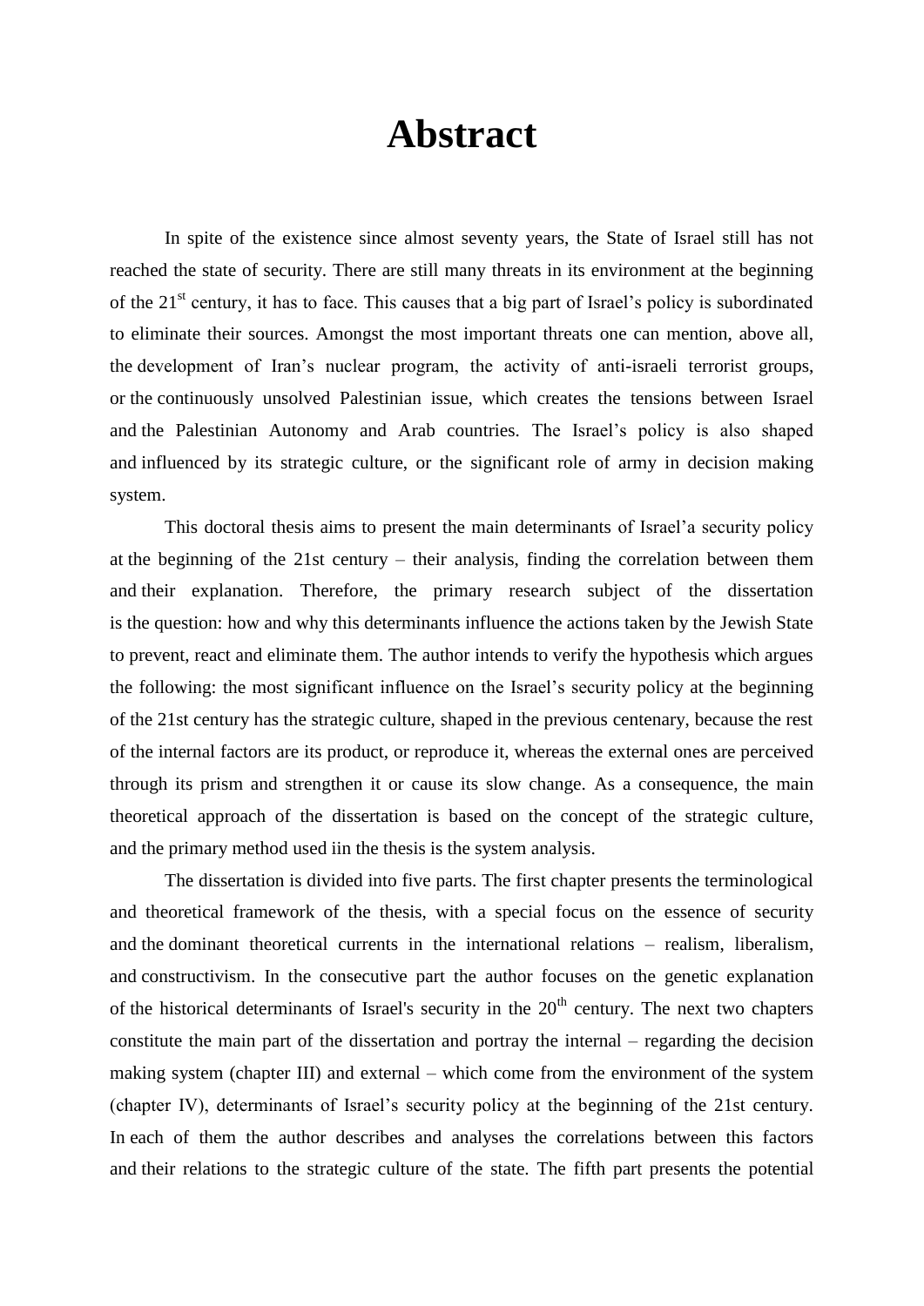# Abstract

In spite of the existence since almost seventy years, the State of Israel still has not reached the state of security. There are still many threats in its environment at the beginning of the 21st century, it has to face. This causes that a big part of Israel's policy is subordinated to eliminate their sources. Amongst the most important threats one can mention, above all, the development of Iran's nuclear program, the activity of anti-israeli terrorist groups, or the continuously unsolved Palestinian issue, which creates the tensions between Israel and the Palestinian Autonomy and Arab countries. The Israel's policy is also shaped and influenced by its strategic culture, or the significant role of army in decision making system.

This doctoral thesis aims to present the main determinants of Israel'a security policy at the beginning of the 21st century – their analysis, finding the correlation between them and their explanation. Therefore, the primary research subject of the dissertation is the question: how and why this determinants influence the actions taken by the Jewish State to prevent, react and eliminate them. The author intends to verify the hypothesis which argues the following: the most significant influence on the Israel's security policy at the beginning of the 21st century has the strategic culture, shaped in the previous centenary, because the rest of the internal factors are its product, or reproduce it, whereas the external ones are perceived through its prism and strengthen it or cause its slow change. As a consequence, the main theoretical approach of the dissertation is based on the concept of the strategic culture, and the primary method used iin the thesis is the system analysis.

The dissertation is divided into five parts. The first chapter presents the terminological and theoretical framework of the thesis, with a special focus on the essence of security and the dominant theoretical currents in the international relations – realism, liberalism, and constructivism. In the consecutive part the author focuses on the genetic explanation of the historical determinants of Israel's security in the 20th century. The next two chapters constitute the main part of the dissertation and portray the internal – regarding the decision making system (chapter III) and external – which come from the environment of the system (chapter IV), determinants of Israel's security policy at the beginning of the 21st century. In each of them the author describes and analyses the correlations between this factors and their relations to the strategic culture of the state. The fifth part presents the potential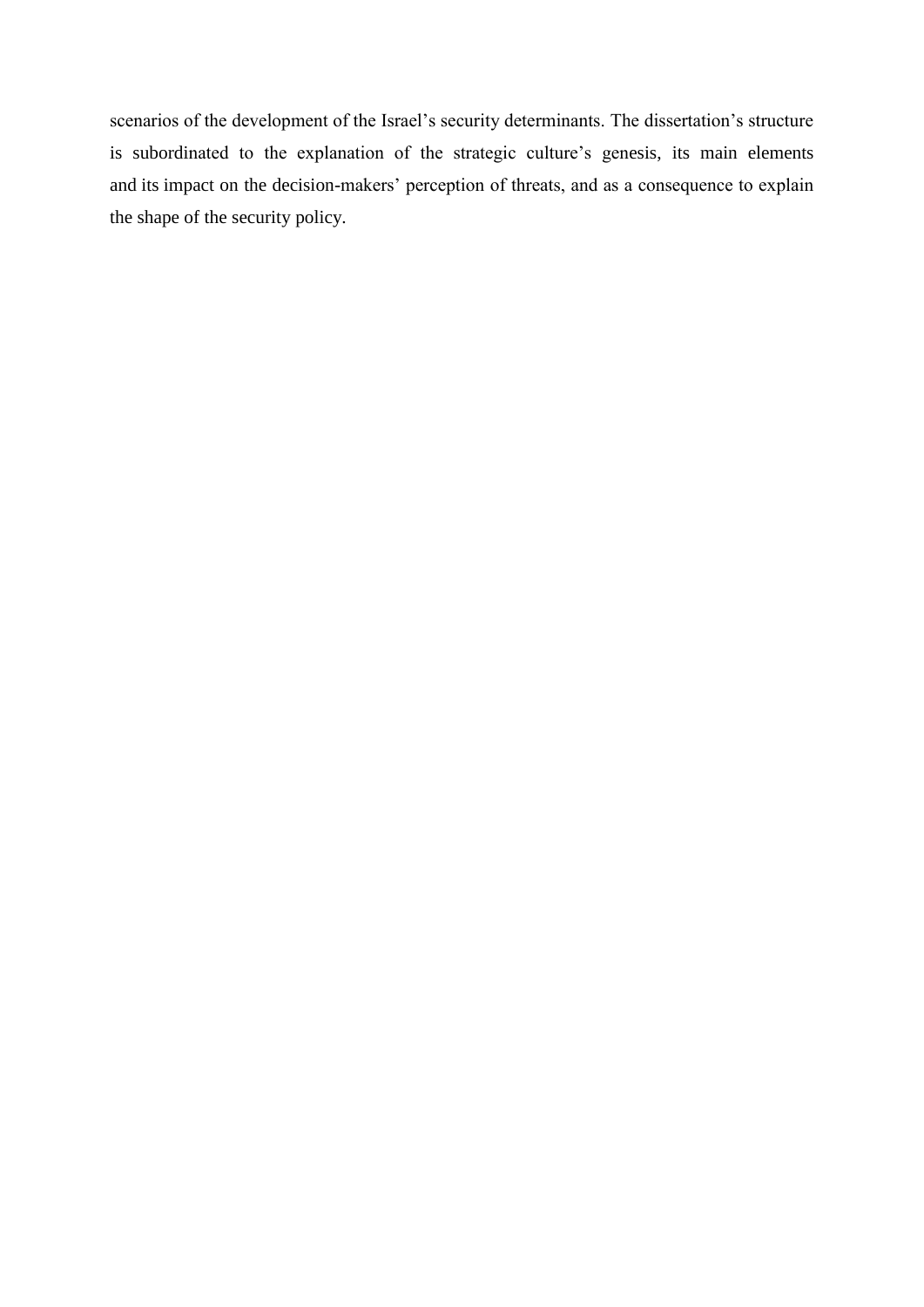scenarios of the development of the Israel's security determinants. The dissertation's structure is subordinated to the explanation of the strategic culture's genesis, its main elements and its impact on the decision-makers' perception of threats, and as a consequence to explain the shape of the security policy.